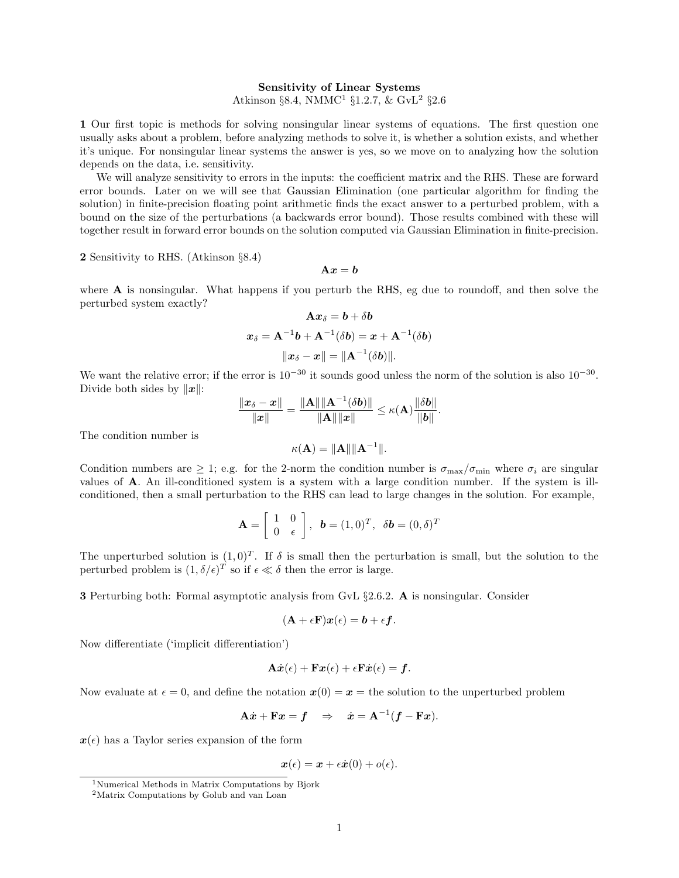# Sensitivity of Linear Systems

Atkinson §8.4, NMMC[1] §1.2.7, & GvL[2] §2.6

**1** Our first topic is methods for solving nonsingular linear systems of equations. The first question one usually asks about a problem, before analyzing methods to solve it, is whether a solution exists, and whether it's unique. For nonsingular linear systems the answer is yes, so we move on to analyzing how the solution depends on the data, i.e. sensitivity.

We will analyze sensitivity to errors in the inputs: the coefficient matrix and the RHS. These are forward error bounds. Later on we will see that Gaussian Elimination (one particular algorithm for finding the solution) in finite-precision floating point arithmetic finds the exact answer to a perturbed problem, with a bound on the size of the perturbations (a backwards error bound). Those results combined with these will together result in forward error bounds on the solution computed via Gaussian Elimination in finite-precision.

**2** Sensitivity to RHS. (Atkinson §8.4)

$$\mathbf{A}\boldsymbol{x} = \boldsymbol{b}$$

where $\mathbf{A}$ is nonsingular. What happens if you perturb the RHS, eg due to roundoff, and then solve the perturbed system exactly?

$$\mathbf{A}\boldsymbol{x}_\delta = \boldsymbol{b} + \delta\boldsymbol{b}$$

$$\boldsymbol{x}_\delta = \mathbf{A}^{-1}\boldsymbol{b} + \mathbf{A}^{-1}(\delta\boldsymbol{b}) = \boldsymbol{x} + \mathbf{A}^{-1}(\delta\boldsymbol{b})$$

$$\|\boldsymbol{x}_\delta - \boldsymbol{x}\| = \|\mathbf{A}^{-1}(\delta\boldsymbol{b})\|.$$

We want the relative error; if the error is $10^{-30}$ it sounds good unless the norm of the solution is also $10^{-30}$. Divide both sides by $\|\boldsymbol{x}\|$:

$$\frac{\|\boldsymbol{x}_\delta - \boldsymbol{x}\|}{\|\boldsymbol{x}\|} = \frac{\|\mathbf{A}\|\|\mathbf{A}^{-1}(\delta\boldsymbol{b})\|}{\|\mathbf{A}\|\|\boldsymbol{x}\|} \leq \kappa(\mathbf{A})\frac{\|\delta\boldsymbol{b}\|}{\|\boldsymbol{b}\|}.$$

The condition number is

$$\kappa(\mathbf{A}) = \|\mathbf{A}\|\|\mathbf{A}^{-1}\|.$$

Condition numbers are $\geq 1$; e.g. for the 2-norm the condition number is $\sigma_{\max}/\sigma_{\min}$ where $\sigma_i$ are singular values of $\mathbf{A}$. An ill-conditioned system is a system with a large condition number. If the system is ill-conditioned, then a small perturbation to the RHS can lead to large changes in the solution. For example,

$$\mathbf{A} = \begin{bmatrix} 1 & 0 \\ 0 & \epsilon \end{bmatrix}, \quad \boldsymbol{b} = (1,0)^T, \quad \delta\boldsymbol{b} = (0,\delta)^T$$

The unperturbed solution is $(1,0)^T$. If $\delta$ is small then the perturbation is small, but the solution to the perturbed problem is $(1, \delta/\epsilon)^T$ so if $\epsilon \ll \delta$ then the error is large.

**3** Perturbing both: Formal asymptotic analysis from GvL §2.6.2. $\mathbf{A}$ is nonsingular. Consider

$$(\mathbf{A} + \epsilon\mathbf{F})\boldsymbol{x}(\epsilon) = \boldsymbol{b} + \epsilon\boldsymbol{f}.$$

Now differentiate ('implicit differentiation')

$$\mathbf{A}\dot{\boldsymbol{x}}(\epsilon) + \mathbf{F}\boldsymbol{x}(\epsilon) + \epsilon\mathbf{F}\dot{\boldsymbol{x}}(\epsilon) = \boldsymbol{f}.$$

Now evaluate at $\epsilon = 0$, and define the notation $\boldsymbol{x}(0) = \boldsymbol{x} =$ the solution to the unperturbed problem

$$\mathbf{A}\dot{\boldsymbol{x}} + \mathbf{F}\boldsymbol{x} = \boldsymbol{f} \quad \Rightarrow \quad \dot{\boldsymbol{x}} = \mathbf{A}^{-1}(\boldsymbol{f} - \mathbf{F}\boldsymbol{x}).$$

$\boldsymbol{x}(\epsilon)$ has a Taylor series expansion of the form

$$\boldsymbol{x}(\epsilon) = \boldsymbol{x} + \epsilon\dot{\boldsymbol{x}}(0) + o(\epsilon).$$

---

[1] Numerical Methods in Matrix Computations by Bjork

[2] Matrix Computations by Golub and van Loan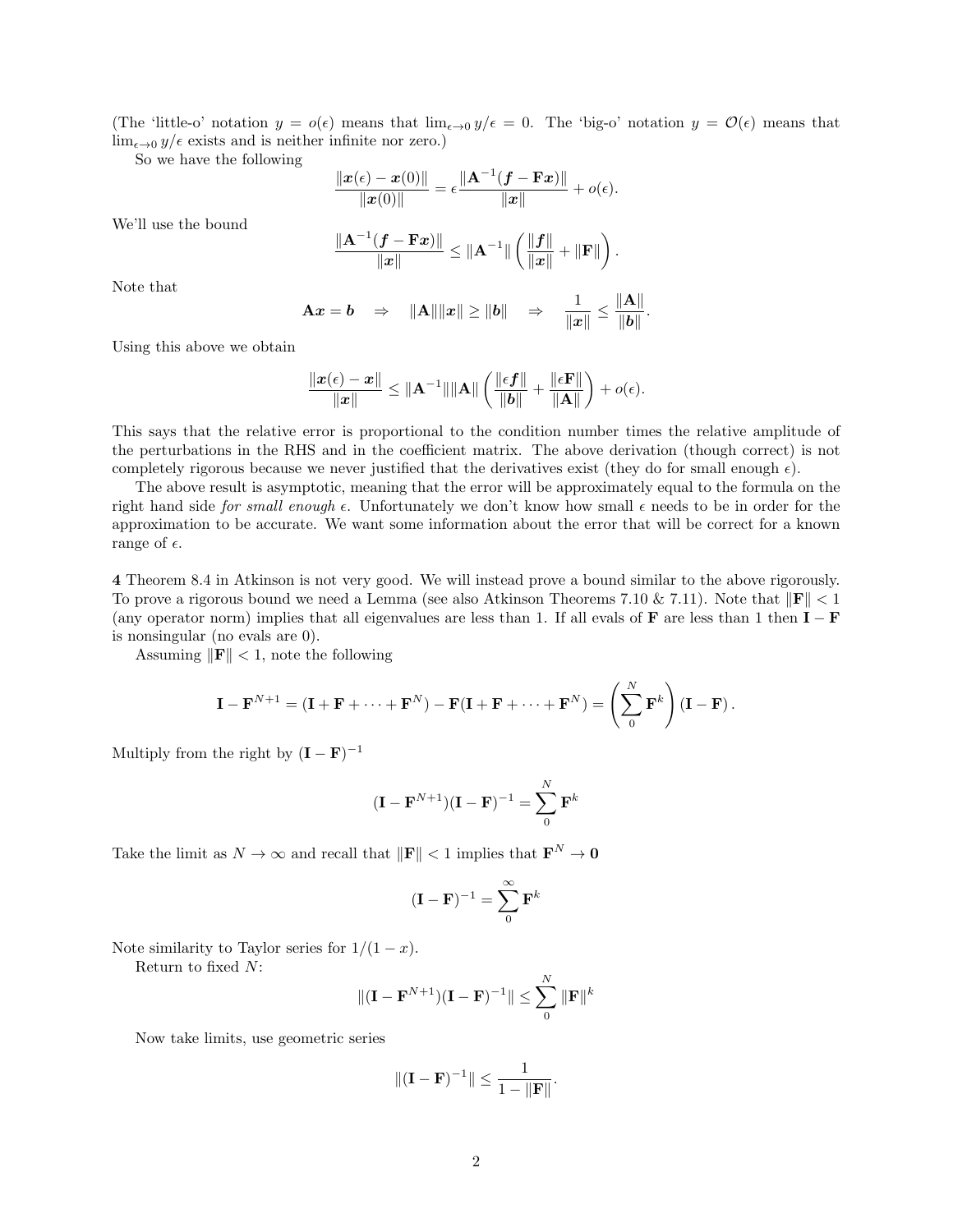(The 'little-o' notation $y = o(\epsilon)$ means that $\lim_{\epsilon\to 0} y/\epsilon = 0$. The 'big-o' notation $y = \mathcal{O}(\epsilon)$ means that $\lim_{\epsilon\to 0} y/\epsilon$ exists and is neither infinite nor zero.)

So we have the following

$$\frac{\|\boldsymbol{x}(\epsilon) - \boldsymbol{x}(0)\|}{\|\boldsymbol{x}(0)\|} = \epsilon \frac{\|\mathbf{A}^{-1}(\boldsymbol{f} - \mathbf{F}\boldsymbol{x})\|}{\|\boldsymbol{x}\|} + o(\epsilon).$$

We'll use the bound

$$\frac{\|\mathbf{A}^{-1}(\boldsymbol{f} - \mathbf{F}\boldsymbol{x})\|}{\|\boldsymbol{x}\|} \leq \|\mathbf{A}^{-1}\| \left( \frac{\|\boldsymbol{f}\|}{\|\boldsymbol{x}\|} + \|\mathbf{F}\| \right).$$

Note that

$$\mathbf{A}\boldsymbol{x} = \boldsymbol{b} \quad \Rightarrow \quad \|\mathbf{A}\|\|\boldsymbol{x}\| \geq \|\boldsymbol{b}\| \quad \Rightarrow \quad \frac{1}{\|\boldsymbol{x}\|} \leq \frac{\|\mathbf{A}\|}{\|\boldsymbol{b}\|}.$$

Using this above we obtain

$$\frac{\|\boldsymbol{x}(\epsilon) - \boldsymbol{x}\|}{\|\boldsymbol{x}\|} \leq \|\mathbf{A}^{-1}\|\|\mathbf{A}\| \left( \frac{\|\epsilon \boldsymbol{f}\|}{\|\boldsymbol{b}\|} + \frac{\|\epsilon \mathbf{F}\|}{\|\mathbf{A}\|} \right) + o(\epsilon).$$

This says that the relative error is proportional to the condition number times the relative amplitude of the perturbations in the RHS and in the coefficient matrix. The above derivation (though correct) is not completely rigorous because we never justified that the derivatives exist (they do for small enough $\epsilon$).

The above result is asymptotic, meaning that the error will be approximately equal to the formula on the right hand side *for small enough* $\epsilon$. Unfortunately we don't know how small $\epsilon$ needs to be in order for the approximation to be accurate. We want some information about the error that will be correct for a known range of $\epsilon$.

**4** Theorem 8.4 in Atkinson is not very good. We will instead prove a bound similar to the above rigorously. To prove a rigorous bound we need a Lemma (see also Atkinson Theorems 7.10 & 7.11). Note that $\|\mathbf{F}\| < 1$ (any operator norm) implies that all eigenvalues are less than 1. If all evals of $\mathbf{F}$ are less than 1 then $\mathbf{I} - \mathbf{F}$ is nonsingular (no evals are 0).

Assuming $\|\mathbf{F}\| < 1$, note the following

$$\mathbf{I} - \mathbf{F}^{N+1} = (\mathbf{I} + \mathbf{F} + \cdots + \mathbf{F}^N) - \mathbf{F}(\mathbf{I} + \mathbf{F} + \cdots + \mathbf{F}^N) = \left( \sum_0^N \mathbf{F}^k \right)(\mathbf{I} - \mathbf{F}).$$

Multiply from the right by $(\mathbf{I} - \mathbf{F})^{-1}$

$$(\mathbf{I} - \mathbf{F}^{N+1})(\mathbf{I} - \mathbf{F})^{-1} = \sum_0^N \mathbf{F}^k$$

Take the limit as $N \to \infty$ and recall that $\|\mathbf{F}\| < 1$ implies that $\mathbf{F}^N \to \mathbf{0}$

$$(\mathbf{I} - \mathbf{F})^{-1} = \sum_0^\infty \mathbf{F}^k$$

Note similarity to Taylor series for $1/(1 - x)$.

Return to fixed $N$:

$$\|(\mathbf{I} - \mathbf{F}^{N+1})(\mathbf{I} - \mathbf{F})^{-1}\| \leq \sum_0^N \|\mathbf{F}\|^k$$

Now take limits, use geometric series

$$\|(\mathbf{I} - \mathbf{F})^{-1}\| \leq \frac{1}{1 - \|\mathbf{F}\|}.$$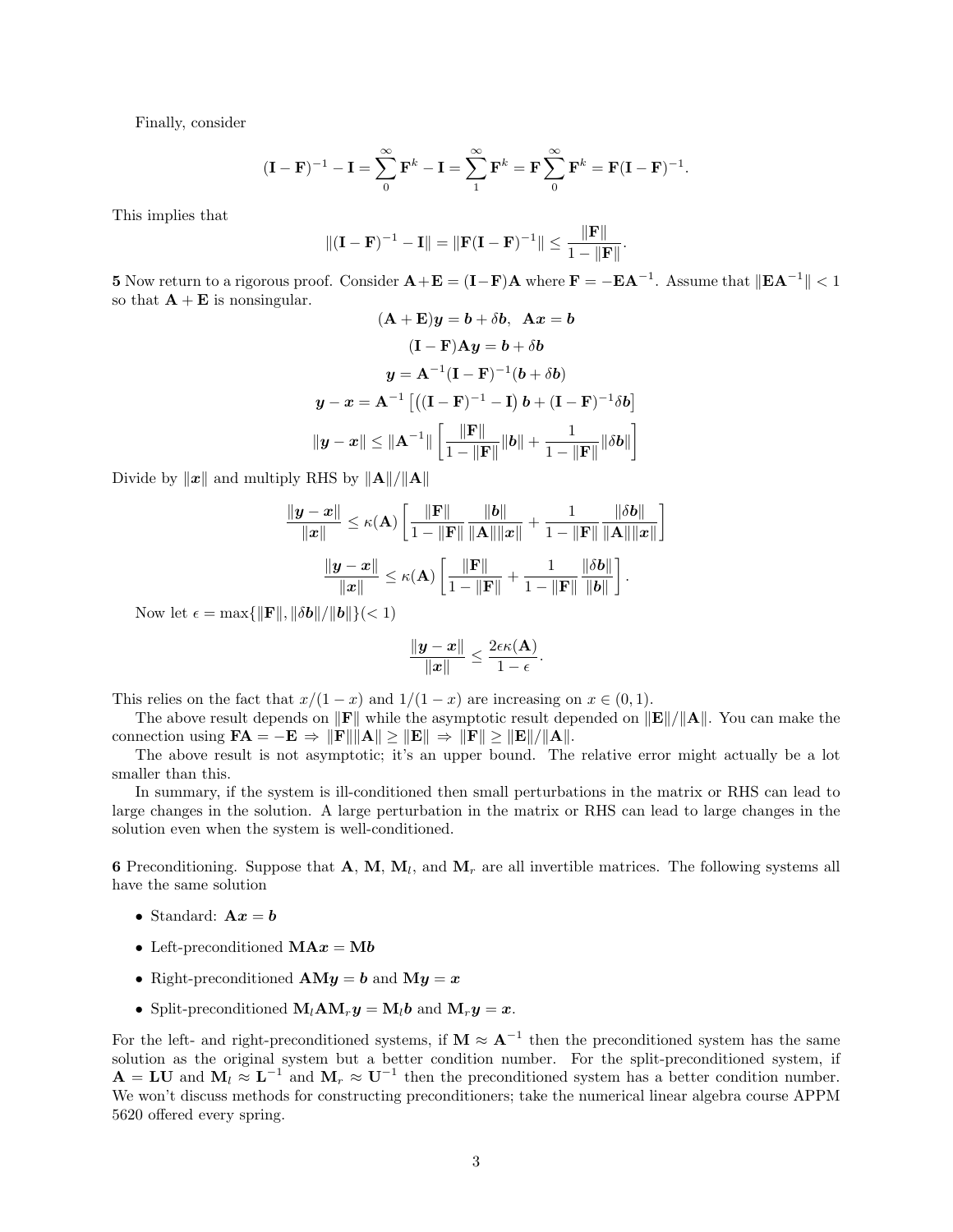Finally, consider

$$(\mathbf{I}-\mathbf{F})^{-1}-\mathbf{I}=\sum_{0}^{\infty}\mathbf{F}^{k}-\mathbf{I}=\sum_{1}^{\infty}\mathbf{F}^{k}=\mathbf{F}\sum_{0}^{\infty}\mathbf{F}^{k}=\mathbf{F}(\mathbf{I}-\mathbf{F})^{-1}.$$

This implies that

$$\|(\mathbf{I}-\mathbf{F})^{-1}-\mathbf{I}\|=\|\mathbf{F}(\mathbf{I}-\mathbf{F})^{-1}\|\leq\frac{\|\mathbf{F}\|}{1-\|\mathbf{F}\|}.$$

**5** Now return to a rigorous proof. Consider $\mathbf{A}+\mathbf{E}=(\mathbf{I}-\mathbf{F})\mathbf{A}$ where $\mathbf{F}=-\mathbf{E}\mathbf{A}^{-1}$. Assume that $\|\mathbf{E}\mathbf{A}^{-1}\|<1$ so that $\mathbf{A}+\mathbf{E}$ is nonsingular.

$$(\mathbf{A}+\mathbf{E})\boldsymbol{y}=\boldsymbol{b}+\delta\boldsymbol{b},\quad \mathbf{A}\boldsymbol{x}=\boldsymbol{b}$$

$$(\mathbf{I}-\mathbf{F})\mathbf{A}\boldsymbol{y}=\boldsymbol{b}+\delta\boldsymbol{b}$$

$$\boldsymbol{y}=\mathbf{A}^{-1}(\mathbf{I}-\mathbf{F})^{-1}(\boldsymbol{b}+\delta\boldsymbol{b})$$

$$\boldsymbol{y}-\boldsymbol{x}=\mathbf{A}^{-1}\left[\left((\mathbf{I}-\mathbf{F})^{-1}-\mathbf{I}\right)\boldsymbol{b}+(\mathbf{I}-\mathbf{F})^{-1}\delta\boldsymbol{b}\right]$$

$$\|\boldsymbol{y}-\boldsymbol{x}\|\leq\|\mathbf{A}^{-1}\|\left[\frac{\|\mathbf{F}\|}{1-\|\mathbf{F}\|}\|\boldsymbol{b}\|+\frac{1}{1-\|\mathbf{F}\|}\|\delta\boldsymbol{b}\|\right]$$

Divide by $\|\boldsymbol{x}\|$ and multiply RHS by $\|\mathbf{A}\|/\|\mathbf{A}\|$

$$\frac{\|\boldsymbol{y}-\boldsymbol{x}\|}{\|\boldsymbol{x}\|}\leq\kappa(\mathbf{A})\left[\frac{\|\mathbf{F}\|}{1-\|\mathbf{F}\|}\frac{\|\boldsymbol{b}\|}{\|\mathbf{A}\|\|\boldsymbol{x}\|}+\frac{1}{1-\|\mathbf{F}\|}\frac{\|\delta\boldsymbol{b}\|}{\|\mathbf{A}\|\|\boldsymbol{x}\|}\right]$$

$$\frac{\|\boldsymbol{y}-\boldsymbol{x}\|}{\|\boldsymbol{x}\|}\leq\kappa(\mathbf{A})\left[\frac{\|\mathbf{F}\|}{1-\|\mathbf{F}\|}+\frac{1}{1-\|\mathbf{F}\|}\frac{\|\delta\boldsymbol{b}\|}{\|\boldsymbol{b}\|}\right].$$

Now let $\epsilon=\max\{\|\mathbf{F}\|,\|\delta\boldsymbol{b}\|/\|\boldsymbol{b}\|\}(<1)$

$$\frac{\|\boldsymbol{y}-\boldsymbol{x}\|}{\|\boldsymbol{x}\|}\leq\frac{2\epsilon\kappa(\mathbf{A})}{1-\epsilon}.$$

This relies on the fact that $x/(1-x)$ and $1/(1-x)$ are increasing on $x\in(0,1)$.

The above result depends on $\|\mathbf{F}\|$ while the asymptotic result depended on $\|\mathbf{E}\|/\|\mathbf{A}\|$. You can make the connection using $\mathbf{F}\mathbf{A}=-\mathbf{E}\Rightarrow\|\mathbf{F}\|\|\mathbf{A}\|\geq\|\mathbf{E}\|\Rightarrow\|\mathbf{F}\|\geq\|\mathbf{E}\|/\|\mathbf{A}\|$.

The above result is not asymptotic; it's an upper bound. The relative error might actually be a lot smaller than this.

In summary, if the system is ill-conditioned then small perturbations in the matrix or RHS can lead to large changes in the solution. A large perturbation in the matrix or RHS can lead to large changes in the solution even when the system is well-conditioned.

**6** Preconditioning. Suppose that $\mathbf{A}$, $\mathbf{M}$, $\mathbf{M}_l$, and $\mathbf{M}_r$ are all invertible matrices. The following systems all have the same solution

- Standard: $\mathbf{A}\boldsymbol{x}=\boldsymbol{b}$
- Left-preconditioned $\mathbf{M}\mathbf{A}\boldsymbol{x}=\mathbf{M}\boldsymbol{b}$
- Right-preconditioned $\mathbf{A}\mathbf{M}\boldsymbol{y}=\boldsymbol{b}$ and $\mathbf{M}\boldsymbol{y}=\boldsymbol{x}$
- Split-preconditioned $\mathbf{M}_l\mathbf{A}\mathbf{M}_r\boldsymbol{y}=\mathbf{M}_l\boldsymbol{b}$ and $\mathbf{M}_r\boldsymbol{y}=\boldsymbol{x}$.

For the left- and right-preconditioned systems, if $\mathbf{M}\approx\mathbf{A}^{-1}$ then the preconditioned system has the same solution as the original system but a better condition number. For the split-preconditioned system, if $\mathbf{A}=\mathbf{L}\mathbf{U}$ and $\mathbf{M}_l\approx\mathbf{L}^{-1}$ and $\mathbf{M}_r\approx\mathbf{U}^{-1}$ then the preconditioned system has a better condition number. We won't discuss methods for constructing preconditioners; take the numerical linear algebra course APPM 5620 offered every spring.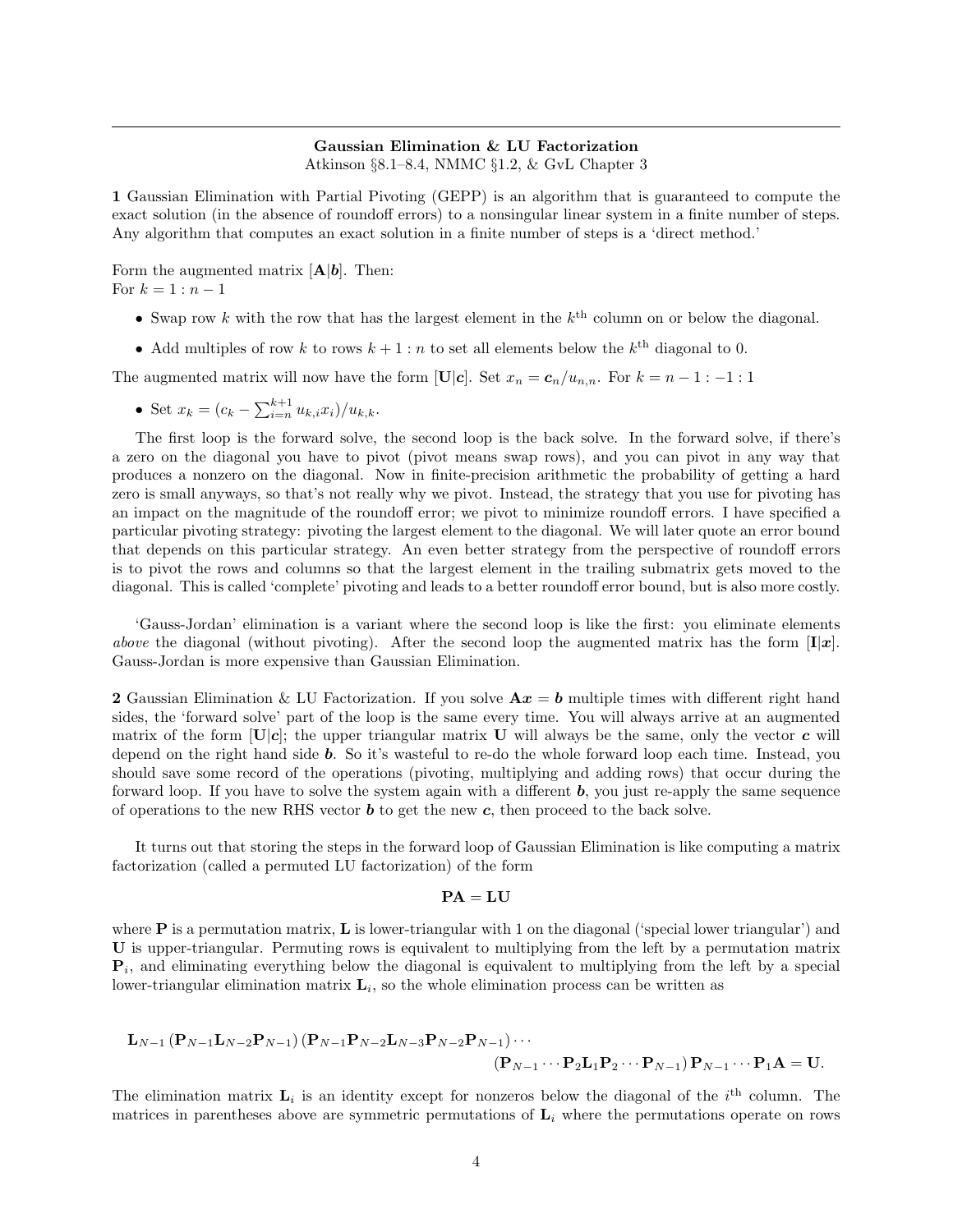**Gaussian Elimination & LU Factorization**
Atkinson §8.1–8.4, NMMC §1.2, & GvL Chapter 3

**1** Gaussian Elimination with Partial Pivoting (GEPP) is an algorithm that is guaranteed to compute the exact solution (in the absence of roundoff errors) to a nonsingular linear system in a finite number of steps. Any algorithm that computes an exact solution in a finite number of steps is a 'direct method.'

Form the augmented matrix $[\mathbf{A}|\boldsymbol{b}]$. Then:
For $k = 1 : n-1$

- Swap row $k$ with the row that has the largest element in the $k^{\text{th}}$ column on or below the diagonal.
- Add multiples of row $k$ to rows $k+1 : n$ to set all elements below the $k^{\text{th}}$ diagonal to 0.

The augmented matrix will now have the form $[\mathbf{U}|\boldsymbol{c}]$. Set $x_n = \boldsymbol{c}_n/u_{n,n}$. For $k = n-1 : -1 : 1$

- Set $x_k = (c_k - \sum_{i=n}^{k+1} u_{k,i}x_i)/u_{k,k}$.

The first loop is the forward solve, the second loop is the back solve. In the forward solve, if there's a zero on the diagonal you have to pivot (pivot means swap rows), and you can pivot in any way that produces a nonzero on the diagonal. Now in finite-precision arithmetic the probability of getting a hard zero is small anyways, so that's not really why we pivot. Instead, the strategy that you use for pivoting has an impact on the magnitude of the roundoff error; we pivot to minimize roundoff errors. I have specified a particular pivoting strategy: pivoting the largest element to the diagonal. We will later quote an error bound that depends on this particular strategy. An even better strategy from the perspective of roundoff errors is to pivot the rows and columns so that the largest element in the trailing submatrix gets moved to the diagonal. This is called 'complete' pivoting and leads to a better roundoff error bound, but is also more costly.

'Gauss-Jordan' elimination is a variant where the second loop is like the first: you eliminate elements *above* the diagonal (without pivoting). After the second loop the augmented matrix has the form $[\mathbf{I}|\boldsymbol{x}]$. Gauss-Jordan is more expensive than Gaussian Elimination.

**2** Gaussian Elimination & LU Factorization. If you solve $\mathbf{A}\boldsymbol{x} = \boldsymbol{b}$ multiple times with different right hand sides, the 'forward solve' part of the loop is the same every time. You will always arrive at an augmented matrix of the form $[\mathbf{U}|\boldsymbol{c}]$; the upper triangular matrix $\mathbf{U}$ will always be the same, only the vector $\boldsymbol{c}$ will depend on the right hand side $\boldsymbol{b}$. So it's wasteful to re-do the whole forward loop each time. Instead, you should save some record of the operations (pivoting, multiplying and adding rows) that occur during the forward loop. If you have to solve the system again with a different $\boldsymbol{b}$, you just re-apply the same sequence of operations to the new RHS vector $\boldsymbol{b}$ to get the new $\boldsymbol{c}$, then proceed to the back solve.

It turns out that storing the steps in the forward loop of Gaussian Elimination is like computing a matrix factorization (called a permuted LU factorization) of the form

$$\mathbf{PA} = \mathbf{LU}$$

where $\mathbf{P}$ is a permutation matrix, $\mathbf{L}$ is lower-triangular with 1 on the diagonal ('special lower triangular') and $\mathbf{U}$ is upper-triangular. Permuting rows is equivalent to multiplying from the left by a permutation matrix $\mathbf{P}_i$, and eliminating everything below the diagonal is equivalent to multiplying from the left by a special lower-triangular elimination matrix $\mathbf{L}_i$, so the whole elimination process can be written as

$$\mathbf{L}_{N-1}\left(\mathbf{P}_{N-1}\mathbf{L}_{N-2}\mathbf{P}_{N-1}\right)\left(\mathbf{P}_{N-1}\mathbf{P}_{N-2}\mathbf{L}_{N-3}\mathbf{P}_{N-2}\mathbf{P}_{N-1}\right)\cdots \left(\mathbf{P}_{N-1}\cdots\mathbf{P}_2\mathbf{L}_1\mathbf{P}_2\cdots\mathbf{P}_{N-1}\right)\mathbf{P}_{N-1}\cdots\mathbf{P}_1\mathbf{A} = \mathbf{U}.$$

The elimination matrix $\mathbf{L}_i$ is an identity except for nonzeros below the diagonal of the $i^{\text{th}}$ column. The matrices in parentheses above are symmetric permutations of $\mathbf{L}_i$ where the permutations operate on rows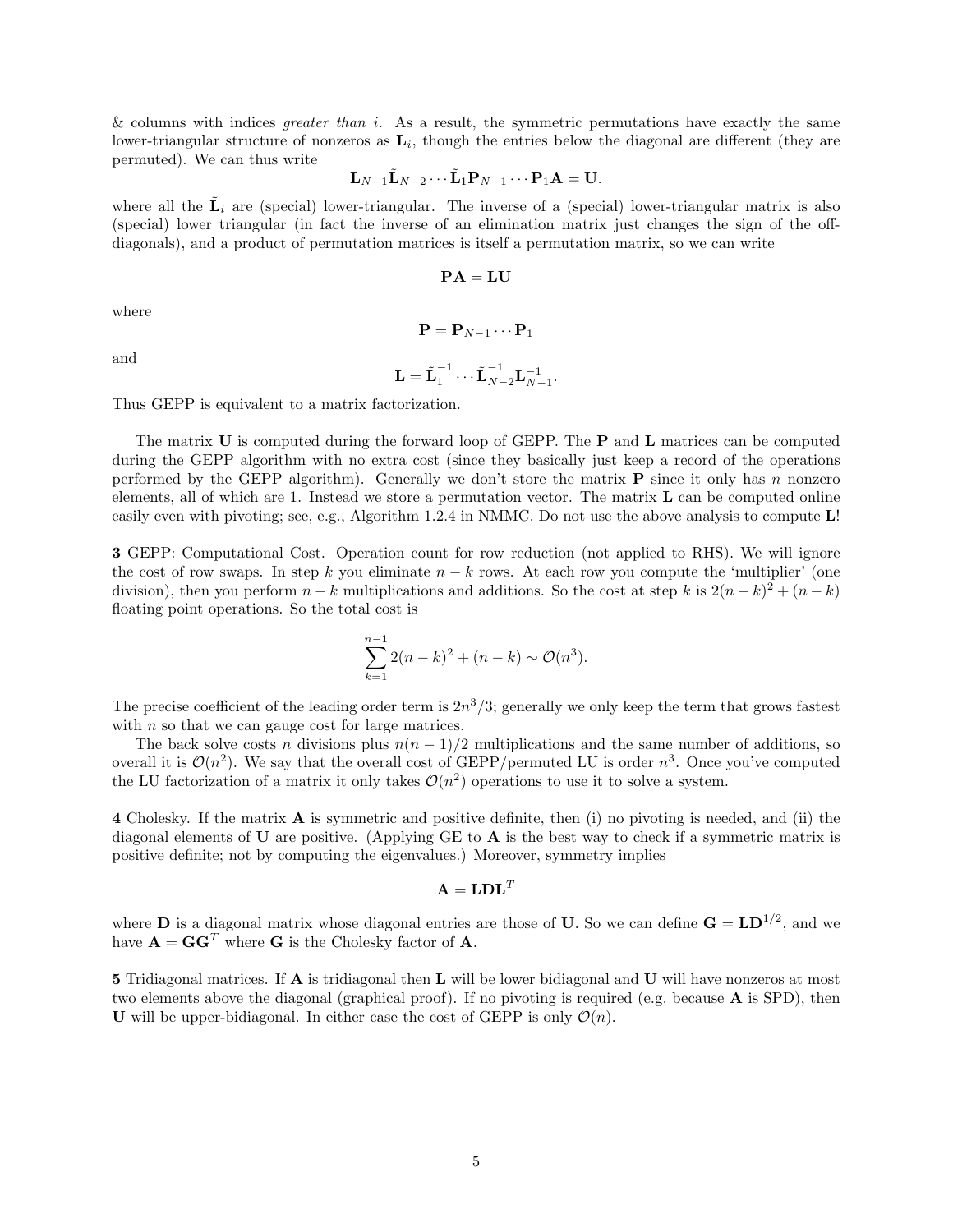& columns with indices *greater than* $i$. As a result, the symmetric permutations have exactly the same lower-triangular structure of nonzeros as $\mathbf{L}_i$, though the entries below the diagonal are different (they are permuted). We can thus write

$$\mathbf{L}_{N-1}\tilde{\mathbf{L}}_{N-2}\cdots\tilde{\mathbf{L}}_1\mathbf{P}_{N-1}\cdots\mathbf{P}_1\mathbf{A} = \mathbf{U}.$$

where all the $\tilde{\mathbf{L}}_i$ are (special) lower-triangular. The inverse of a (special) lower-triangular matrix is also (special) lower triangular (in fact the inverse of an elimination matrix just changes the sign of the off-diagonals), and a product of permutation matrices is itself a permutation matrix, so we can write

$$\mathbf{PA} = \mathbf{LU}$$

where

$$\mathbf{P} = \mathbf{P}_{N-1}\cdots\mathbf{P}_1$$

and

$$\mathbf{L} = \tilde{\mathbf{L}}_1^{-1}\cdots\tilde{\mathbf{L}}_{N-2}^{-1}\mathbf{L}_{N-1}^{-1}.$$

Thus GEPP is equivalent to a matrix factorization.

The matrix $\mathbf{U}$ is computed during the forward loop of GEPP. The $\mathbf{P}$ and $\mathbf{L}$ matrices can be computed during the GEPP algorithm with no extra cost (since they basically just keep a record of the operations performed by the GEPP algorithm). Generally we don't store the matrix $\mathbf{P}$ since it only has $n$ nonzero elements, all of which are 1. Instead we store a permutation vector. The matrix $\mathbf{L}$ can be computed online easily even with pivoting; see, e.g., Algorithm 1.2.4 in NMMC. Do not use the above analysis to compute $\mathbf{L}$!

**3** GEPP: Computational Cost. Operation count for row reduction (not applied to RHS). We will ignore the cost of row swaps. In step $k$ you eliminate $n-k$ rows. At each row you compute the 'multiplier' (one division), then you perform $n-k$ multiplications and additions. So the cost at step $k$ is $2(n-k)^2 + (n-k)$ floating point operations. So the total cost is

$$\sum_{k=1}^{n-1} 2(n-k)^2 + (n-k) \sim \mathcal{O}(n^3).$$

The precise coefficient of the leading order term is $2n^3/3$; generally we only keep the term that grows fastest with $n$ so that we can gauge cost for large matrices.

The back solve costs $n$ divisions plus $n(n-1)/2$ multiplications and the same number of additions, so overall it is $\mathcal{O}(n^2)$. We say that the overall cost of GEPP/permuted LU is order $n^3$. Once you've computed the LU factorization of a matrix it only takes $\mathcal{O}(n^2)$ operations to use it to solve a system.

**4** Cholesky. If the matrix $\mathbf{A}$ is symmetric and positive definite, then (i) no pivoting is needed, and (ii) the diagonal elements of $\mathbf{U}$ are positive. (Applying GE to $\mathbf{A}$ is the best way to check if a symmetric matrix is positive definite; not by computing the eigenvalues.) Moreover, symmetry implies

$$\mathbf{A} = \mathbf{LDL}^T$$

where $\mathbf{D}$ is a diagonal matrix whose diagonal entries are those of $\mathbf{U}$. So we can define $\mathbf{G} = \mathbf{LD}^{1/2}$, and we have $\mathbf{A} = \mathbf{GG}^T$ where $\mathbf{G}$ is the Cholesky factor of $\mathbf{A}$.

**5** Tridiagonal matrices. If $\mathbf{A}$ is tridiagonal then $\mathbf{L}$ will be lower bidiagonal and $\mathbf{U}$ will have nonzeros at most two elements above the diagonal (graphical proof). If no pivoting is required (e.g. because $\mathbf{A}$ is SPD), then $\mathbf{U}$ will be upper-bidiagonal. In either case the cost of GEPP is only $\mathcal{O}(n)$.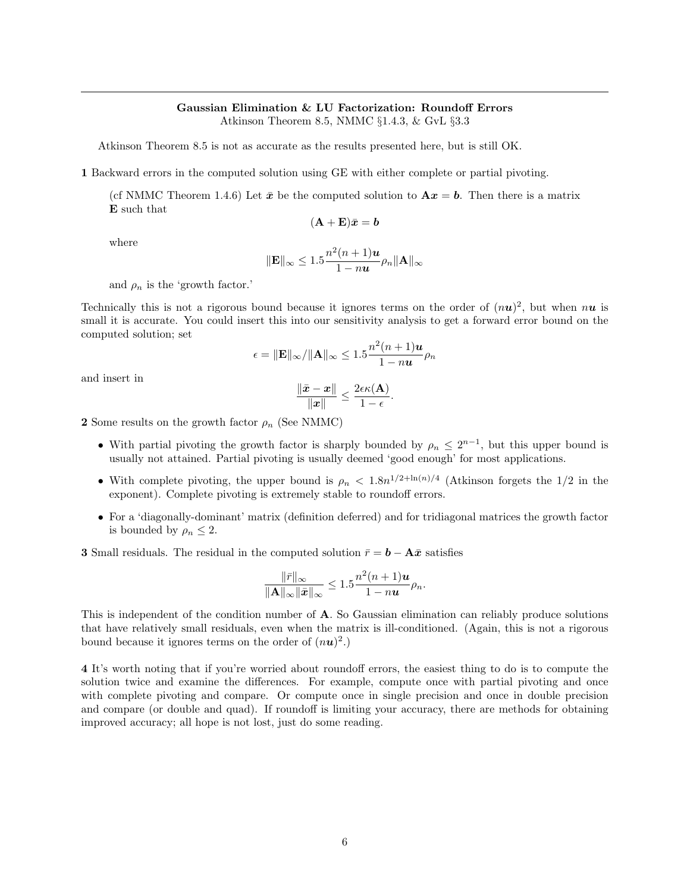## Gaussian Elimination & LU Factorization: Roundoff Errors

Atkinson Theorem 8.5, NMMC §1.4.3, & GvL §3.3

Atkinson Theorem 8.5 is not as accurate as the results presented here, but is still OK.

**1** Backward errors in the computed solution using GE with either complete or partial pivoting.

> (cf NMMC Theorem 1.4.6) Let $\bar{\boldsymbol{x}}$ be the computed solution to $\mathbf{A}\boldsymbol{x} = \boldsymbol{b}$. Then there is a matrix $\mathbf{E}$ such that
>
> $$(\mathbf{A} + \mathbf{E})\bar{\boldsymbol{x}} = \boldsymbol{b}$$
>
> where
>
> $$\|\mathbf{E}\|_\infty \leq 1.5\frac{n^2(n+1)\boldsymbol{u}}{1 - n\boldsymbol{u}}\rho_n\|\mathbf{A}\|_\infty$$
>
> and $\rho_n$ is the 'growth factor.'

Technically this is not a rigorous bound because it ignores terms on the order of $(n\boldsymbol{u})^2$, but when $n\boldsymbol{u}$ is small it is accurate. You could insert this into our sensitivity analysis to get a forward error bound on the computed solution; set

$$\epsilon = \|\mathbf{E}\|_\infty / \|\mathbf{A}\|_\infty \leq 1.5\frac{n^2(n+1)\boldsymbol{u}}{1 - n\boldsymbol{u}}\rho_n$$

and insert in

$$\frac{\|\bar{\boldsymbol{x}} - \boldsymbol{x}\|}{\|\boldsymbol{x}\|} \leq \frac{2\epsilon\kappa(\mathbf{A})}{1 - \epsilon}.$$

**2** Some results on the growth factor $\rho_n$ (See NMMC)

- With partial pivoting the growth factor is sharply bounded by $\rho_n \leq 2^{n-1}$, but this upper bound is usually not attained. Partial pivoting is usually deemed 'good enough' for most applications.
- With complete pivoting, the upper bound is $\rho_n < 1.8n^{1/2+\ln(n)/4}$ (Atkinson forgets the 1/2 in the exponent). Complete pivoting is extremely stable to roundoff errors.
- For a 'diagonally-dominant' matrix (definition deferred) and for tridiagonal matrices the growth factor is bounded by $\rho_n \leq 2$.

**3** Small residuals. The residual in the computed solution $\bar{r} = \boldsymbol{b} - \mathbf{A}\bar{\boldsymbol{x}}$ satisfies

$$\frac{\|\bar{r}\|_\infty}{\|\mathbf{A}\|_\infty\|\bar{\boldsymbol{x}}\|_\infty} \leq 1.5\frac{n^2(n+1)\boldsymbol{u}}{1 - n\boldsymbol{u}}\rho_n.$$

This is independent of the condition number of $\mathbf{A}$. So Gaussian elimination can reliably produce solutions that have relatively small residuals, even when the matrix is ill-conditioned. (Again, this is not a rigorous bound because it ignores terms on the order of $(n\boldsymbol{u})^2$.)

**4** It's worth noting that if you're worried about roundoff errors, the easiest thing to do is to compute the solution twice and examine the differences. For example, compute once with partial pivoting and once with complete pivoting and compare. Or compute once in single precision and once in double precision and compare (or double and quad). If roundoff is limiting your accuracy, there are methods for obtaining improved accuracy; all hope is not lost, just do some reading.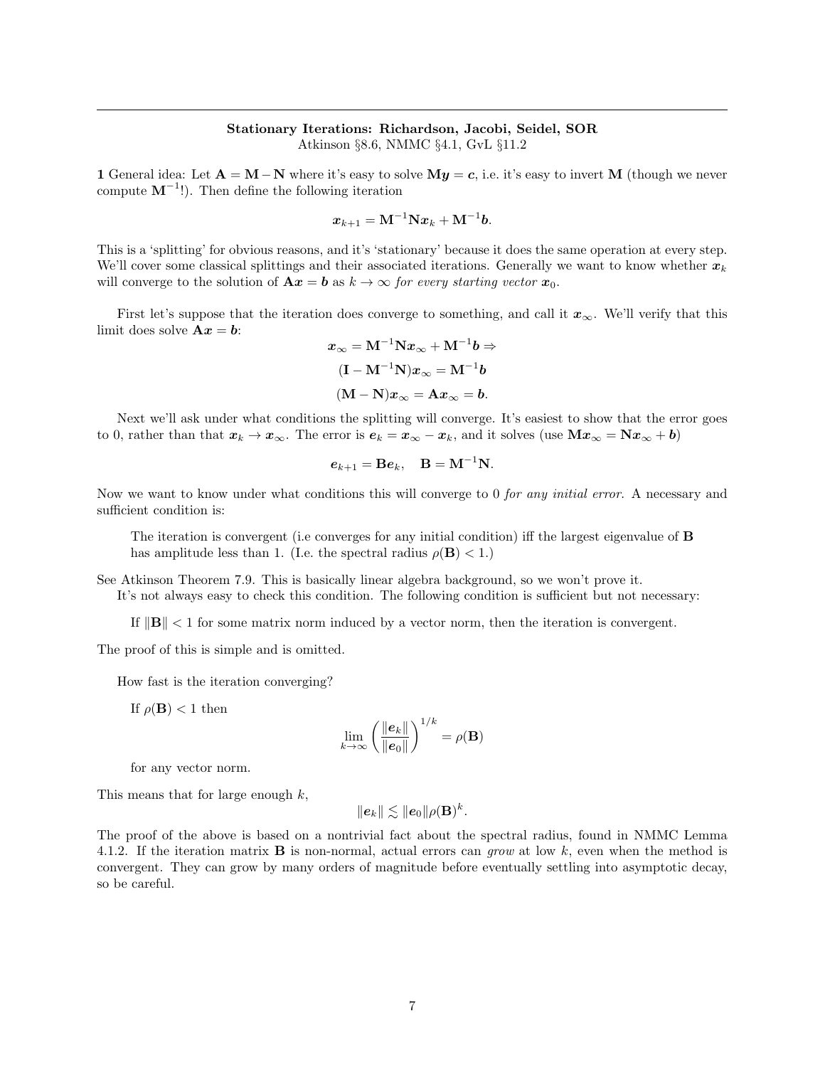## Stationary Iterations: Richardson, Jacobi, Seidel, SOR

Atkinson §8.6, NMMC §4.1, GvL §11.2

**1** General idea: Let $\mathbf{A} = \mathbf{M} - \mathbf{N}$ where it's easy to solve $\mathbf{M}\boldsymbol{y} = \boldsymbol{c}$, i.e. it's easy to invert $\mathbf{M}$ (though we never compute $\mathbf{M}^{-1}$!). Then define the following iteration

$$\boldsymbol{x}_{k+1} = \mathbf{M}^{-1}\mathbf{N}\boldsymbol{x}_k + \mathbf{M}^{-1}\boldsymbol{b}.$$

This is a 'splitting' for obvious reasons, and it's 'stationary' because it does the same operation at every step. We'll cover some classical splittings and their associated iterations. Generally we want to know whether $\boldsymbol{x}_k$ will converge to the solution of $\mathbf{A}\boldsymbol{x} = \boldsymbol{b}$ as $k \to \infty$ *for every starting vector* $\boldsymbol{x}_0$.

First let's suppose that the iteration does converge to something, and call it $\boldsymbol{x}_\infty$. We'll verify that this limit does solve $\mathbf{A}\boldsymbol{x} = \boldsymbol{b}$:

$$\boldsymbol{x}_\infty = \mathbf{M}^{-1}\mathbf{N}\boldsymbol{x}_\infty + \mathbf{M}^{-1}\boldsymbol{b} \Rightarrow$$

$$(\mathbf{I} - \mathbf{M}^{-1}\mathbf{N})\boldsymbol{x}_\infty = \mathbf{M}^{-1}\boldsymbol{b}$$

$$(\mathbf{M} - \mathbf{N})\boldsymbol{x}_\infty = \mathbf{A}\boldsymbol{x}_\infty = \boldsymbol{b}.$$

Next we'll ask under what conditions the splitting will converge. It's easiest to show that the error goes to 0, rather than that $\boldsymbol{x}_k \to \boldsymbol{x}_\infty$. The error is $\boldsymbol{e}_k = \boldsymbol{x}_\infty - \boldsymbol{x}_k$, and it solves (use $\mathbf{M}\boldsymbol{x}_\infty = \mathbf{N}\boldsymbol{x}_\infty + \boldsymbol{b}$)

$$\boldsymbol{e}_{k+1} = \mathbf{B}\boldsymbol{e}_k, \quad \mathbf{B} = \mathbf{M}^{-1}\mathbf{N}.$$

Now we want to know under what conditions this will converge to 0 *for any initial error.* A necessary and sufficient condition is:

> The iteration is convergent (i.e converges for any initial condition) iff the largest eigenvalue of $\mathbf{B}$ has amplitude less than 1. (I.e. the spectral radius $\rho(\mathbf{B}) < 1$.)

See Atkinson Theorem 7.9. This is basically linear algebra background, so we won't prove it.
It's not always easy to check this condition. The following condition is sufficient but not necessary:

> If $\|\mathbf{B}\| < 1$ for some matrix norm induced by a vector norm, then the iteration is convergent.

The proof of this is simple and is omitted.

How fast is the iteration converging?

> If $\rho(\mathbf{B}) < 1$ then
>
> $$\lim_{k\to\infty}\left(\frac{\|\boldsymbol{e}_k\|}{\|\boldsymbol{e}_0\|}\right)^{1/k} = \rho(\mathbf{B})$$
>
> for any vector norm.

This means that for large enough $k$,

$$\|\boldsymbol{e}_k\| \lesssim \|\boldsymbol{e}_0\|\rho(\mathbf{B})^k.$$

The proof of the above is based on a nontrivial fact about the spectral radius, found in NMMC Lemma 4.1.2. If the iteration matrix $\mathbf{B}$ is non-normal, actual errors can *grow* at low $k$, even when the method is convergent. They can grow by many orders of magnitude before eventually settling into asymptotic decay, so be careful.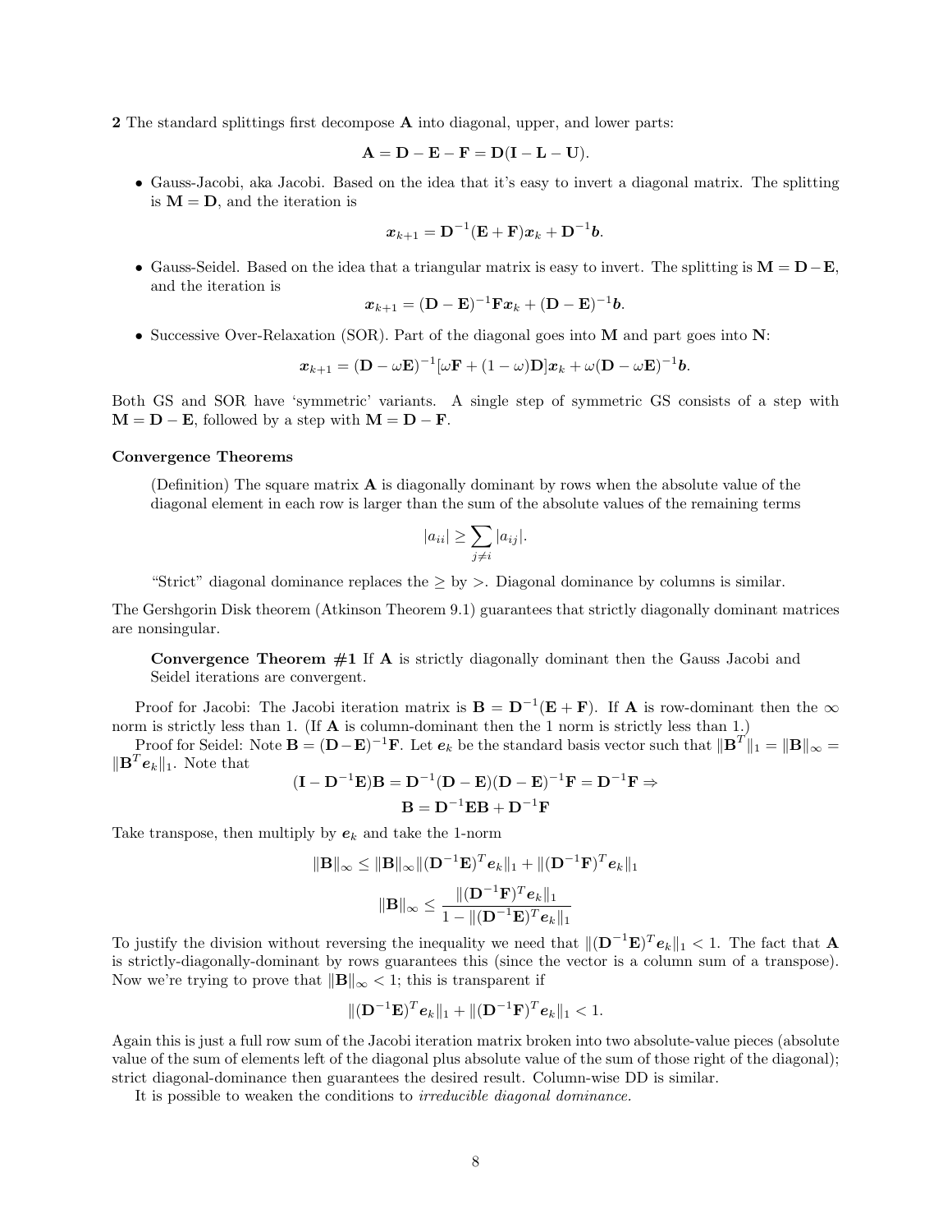**2** The standard splittings first decompose $\mathbf{A}$ into diagonal, upper, and lower parts:

$$\mathbf{A} = \mathbf{D} - \mathbf{E} - \mathbf{F} = \mathbf{D}(\mathbf{I} - \mathbf{L} - \mathbf{U}).$$

- Gauss-Jacobi, aka Jacobi. Based on the idea that it's easy to invert a diagonal matrix. The splitting is $\mathbf{M} = \mathbf{D}$, and the iteration is

$$\boldsymbol{x}_{k+1} = \mathbf{D}^{-1}(\mathbf{E} + \mathbf{F})\boldsymbol{x}_k + \mathbf{D}^{-1}\boldsymbol{b}.$$

- Gauss-Seidel. Based on the idea that a triangular matrix is easy to invert. The splitting is $\mathbf{M} = \mathbf{D} - \mathbf{E}$, and the iteration is

$$\boldsymbol{x}_{k+1} = (\mathbf{D} - \mathbf{E})^{-1}\mathbf{F}\boldsymbol{x}_k + (\mathbf{D} - \mathbf{E})^{-1}\boldsymbol{b}.$$

- Successive Over-Relaxation (SOR). Part of the diagonal goes into $\mathbf{M}$ and part goes into $\mathbf{N}$:

$$\boldsymbol{x}_{k+1} = (\mathbf{D} - \omega\mathbf{E})^{-1}[\omega\mathbf{F} + (1 - \omega)\mathbf{D}]\boldsymbol{x}_k + \omega(\mathbf{D} - \omega\mathbf{E})^{-1}\boldsymbol{b}.$$

Both GS and SOR have 'symmetric' variants. A single step of symmetric GS consists of a step with $\mathbf{M} = \mathbf{D} - \mathbf{E}$, followed by a step with $\mathbf{M} = \mathbf{D} - \mathbf{F}$.

### Convergence Theorems

(Definition) The square matrix $\mathbf{A}$ is diagonally dominant by rows when the absolute value of the diagonal element in each row is larger than the sum of the absolute values of the remaining terms

$$|a_{ii}| \geq \sum_{j \neq i} |a_{ij}|.$$

"Strict" diagonal dominance replaces the $\geq$ by $>$. Diagonal dominance by columns is similar.

The Gershgorin Disk theorem (Atkinson Theorem 9.1) guarantees that strictly diagonally dominant matrices are nonsingular.

**Convergence Theorem #1** If $\mathbf{A}$ is strictly diagonally dominant then the Gauss Jacobi and Seidel iterations are convergent.

Proof for Jacobi: The Jacobi iteration matrix is $\mathbf{B} = \mathbf{D}^{-1}(\mathbf{E} + \mathbf{F})$. If $\mathbf{A}$ is row-dominant then the $\infty$ norm is strictly less than 1. (If $\mathbf{A}$ is column-dominant then the 1 norm is strictly less than 1.)

Proof for Seidel: Note $\mathbf{B} = (\mathbf{D} - \mathbf{E})^{-1}\mathbf{F}$. Let $\boldsymbol{e}_k$ be the standard basis vector such that $\|\mathbf{B}^T\|_1 = \|\mathbf{B}\|_\infty = \|\mathbf{B}^T\boldsymbol{e}_k\|_1$. Note that

$$(\mathbf{I} - \mathbf{D}^{-1}\mathbf{E})\mathbf{B} = \mathbf{D}^{-1}(\mathbf{D} - \mathbf{E})(\mathbf{D} - \mathbf{E})^{-1}\mathbf{F} = \mathbf{D}^{-1}\mathbf{F} \Rightarrow$$

$$\mathbf{B} = \mathbf{D}^{-1}\mathbf{E}\mathbf{B} + \mathbf{D}^{-1}\mathbf{F}$$

Take transpose, then multiply by $\boldsymbol{e}_k$ and take the 1-norm

$$\|\mathbf{B}\|_\infty \leq \|\mathbf{B}\|_\infty \|(\mathbf{D}^{-1}\mathbf{E})^T\boldsymbol{e}_k\|_1 + \|(\mathbf{D}^{-1}\mathbf{F})^T\boldsymbol{e}_k\|_1$$

$$\|\mathbf{B}\|_\infty \leq \frac{\|(\mathbf{D}^{-1}\mathbf{F})^T\boldsymbol{e}_k\|_1}{1 - \|(\mathbf{D}^{-1}\mathbf{E})^T\boldsymbol{e}_k\|_1}$$

To justify the division without reversing the inequality we need that $\|(\mathbf{D}^{-1}\mathbf{E})^T\boldsymbol{e}_k\|_1 < 1$. The fact that $\mathbf{A}$ is strictly-diagonally-dominant by rows guarantees this (since the vector is a column sum of a transpose). Now we're trying to prove that $\|\mathbf{B}\|_\infty < 1$; this is transparent if

$$\|(\mathbf{D}^{-1}\mathbf{E})^T\boldsymbol{e}_k\|_1 + \|(\mathbf{D}^{-1}\mathbf{F})^T\boldsymbol{e}_k\|_1 < 1.$$

Again this is just a full row sum of the Jacobi iteration matrix broken into two absolute-value pieces (absolute value of the sum of elements left of the diagonal plus absolute value of the sum of those right of the diagonal); strict diagonal-dominance then guarantees the desired result. Column-wise DD is similar.

It is possible to weaken the conditions to *irreducible diagonal dominance.*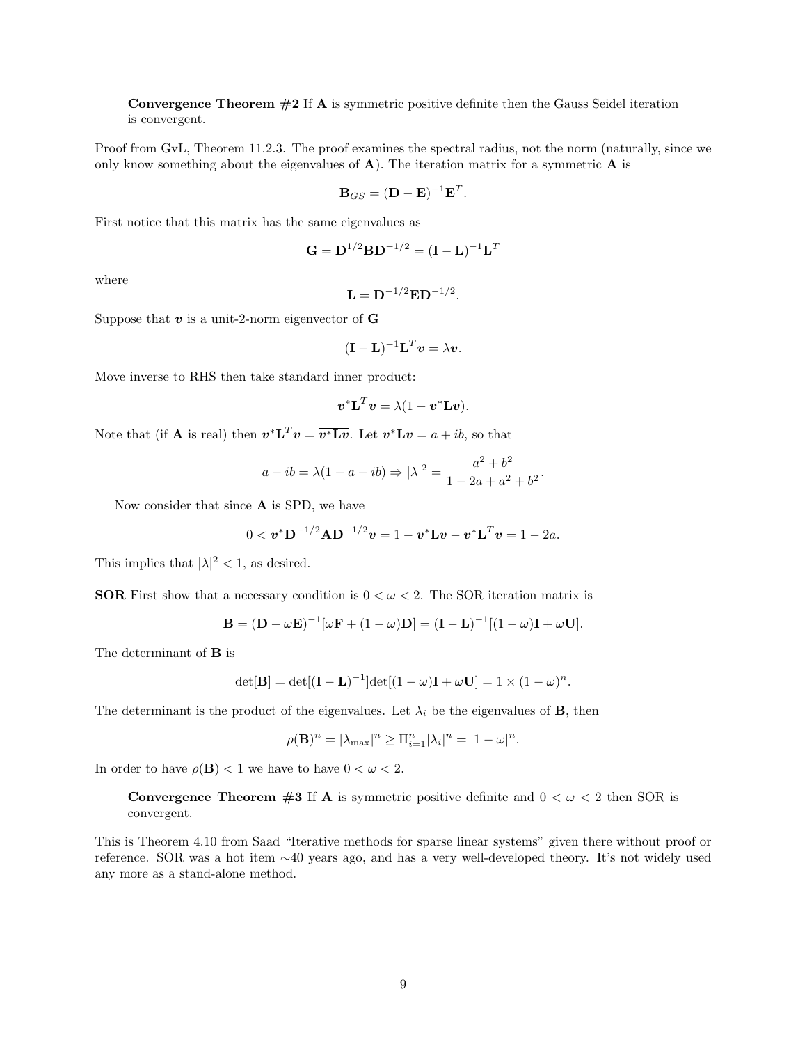> **Convergence Theorem #2** If $\mathbf{A}$ is symmetric positive definite then the Gauss Seidel iteration is convergent.

Proof from GvL, Theorem 11.2.3. The proof examines the spectral radius, not the norm (naturally, since we only know something about the eigenvalues of $\mathbf{A}$). The iteration matrix for a symmetric $\mathbf{A}$ is

$$\mathbf{B}_{GS} = (\mathbf{D} - \mathbf{E})^{-1}\mathbf{E}^T.$$

First notice that this matrix has the same eigenvalues as

$$\mathbf{G} = \mathbf{D}^{1/2}\mathbf{B}\mathbf{D}^{-1/2} = (\mathbf{I} - \mathbf{L})^{-1}\mathbf{L}^T$$

where

$$\mathbf{L} = \mathbf{D}^{-1/2}\mathbf{E}\mathbf{D}^{-1/2}.$$

Suppose that $\boldsymbol{v}$ is a unit-2-norm eigenvector of $\mathbf{G}$

$$(\mathbf{I} - \mathbf{L})^{-1}\mathbf{L}^T\boldsymbol{v} = \lambda\boldsymbol{v}.$$

Move inverse to RHS then take standard inner product:

$$\boldsymbol{v}^*\mathbf{L}^T\boldsymbol{v} = \lambda(1 - \boldsymbol{v}^*\mathbf{L}\boldsymbol{v}).$$

Note that (if $\mathbf{A}$ is real) then $\boldsymbol{v}^*\mathbf{L}^T\boldsymbol{v} = \overline{\boldsymbol{v}^*\mathbf{L}\boldsymbol{v}}$. Let $\boldsymbol{v}^*\mathbf{L}\boldsymbol{v} = a + ib$, so that

$$a - ib = \lambda(1 - a - ib) \Rightarrow |\lambda|^2 = \frac{a^2 + b^2}{1 - 2a + a^2 + b^2}.$$

Now consider that since $\mathbf{A}$ is SPD, we have

$$0 < \boldsymbol{v}^*\mathbf{D}^{-1/2}\mathbf{A}\mathbf{D}^{-1/2}\boldsymbol{v} = 1 - \boldsymbol{v}^*\mathbf{L}\boldsymbol{v} - \boldsymbol{v}^*\mathbf{L}^T\boldsymbol{v} = 1 - 2a.$$

This implies that $|\lambda|^2 < 1$, as desired.

**SOR** First show that a necessary condition is $0 < \omega < 2$. The SOR iteration matrix is

$$\mathbf{B} = (\mathbf{D} - \omega\mathbf{E})^{-1}[\omega\mathbf{F} + (1 - \omega)\mathbf{D}] = (\mathbf{I} - \mathbf{L})^{-1}[(1 - \omega)\mathbf{I} + \omega\mathbf{U}].$$

The determinant of $\mathbf{B}$ is

$$\det[\mathbf{B}] = \det[(\mathbf{I} - \mathbf{L})^{-1}]\det[(1 - \omega)\mathbf{I} + \omega\mathbf{U}] = 1 \times (1 - \omega)^n.$$

The determinant is the product of the eigenvalues. Let $\lambda_i$ be the eigenvalues of $\mathbf{B}$, then

$$\rho(\mathbf{B})^n = |\lambda_{\max}|^n \geq \Pi_{i=1}^n |\lambda_i|^n = |1 - \omega|^n.$$

In order to have $\rho(\mathbf{B}) < 1$ we have to have $0 < \omega < 2$.

> **Convergence Theorem #3** If $\mathbf{A}$ is symmetric positive definite and $0 < \omega < 2$ then SOR is convergent.

This is Theorem 4.10 from Saad "Iterative methods for sparse linear systems" given there without proof or reference. SOR was a hot item ~40 years ago, and has a very well-developed theory. It's not widely used any more as a stand-alone method.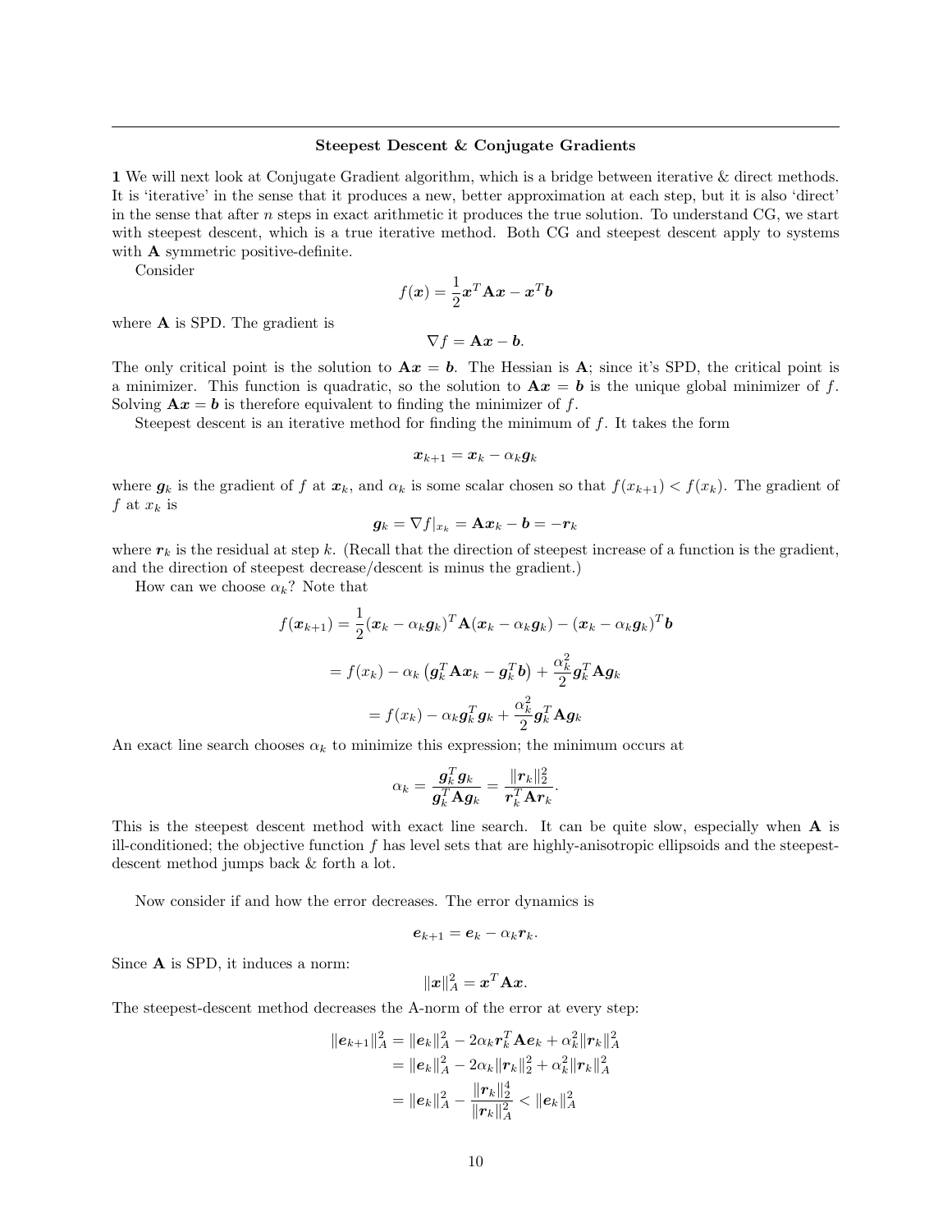## Steepest Descent & Conjugate Gradients

**1** We will next look at Conjugate Gradient algorithm, which is a bridge between iterative & direct methods. It is 'iterative' in the sense that it produces a new, better approximation at each step, but it is also 'direct' in the sense that after $n$ steps in exact arithmetic it produces the true solution. To understand CG, we start with steepest descent, which is a true iterative method. Both CG and steepest descent apply to systems with $\mathbf{A}$ symmetric positive-definite.

Consider

$$f(\boldsymbol{x}) = \frac{1}{2}\boldsymbol{x}^T\mathbf{A}\boldsymbol{x} - \boldsymbol{x}^T\boldsymbol{b}$$

where $\mathbf{A}$ is SPD. The gradient is

$$\nabla f = \mathbf{A}\boldsymbol{x} - \boldsymbol{b}.$$

The only critical point is the solution to $\mathbf{A}\boldsymbol{x} = \boldsymbol{b}$. The Hessian is $\mathbf{A}$; since it's SPD, the critical point is a minimizer. This function is quadratic, so the solution to $\mathbf{A}\boldsymbol{x} = \boldsymbol{b}$ is the unique global minimizer of $f$. Solving $\mathbf{A}\boldsymbol{x} = \boldsymbol{b}$ is therefore equivalent to finding the minimizer of $f$.

Steepest descent is an iterative method for finding the minimum of $f$. It takes the form

$$\boldsymbol{x}_{k+1} = \boldsymbol{x}_k - \alpha_k \boldsymbol{g}_k$$

where $\boldsymbol{g}_k$ is the gradient of $f$ at $\boldsymbol{x}_k$, and $\alpha_k$ is some scalar chosen so that $f(x_{k+1}) < f(x_k)$. The gradient of $f$ at $x_k$ is

$$\boldsymbol{g}_k = \nabla f|_{\boldsymbol{x}_k} = \mathbf{A}\boldsymbol{x}_k - \boldsymbol{b} = -\boldsymbol{r}_k$$

where $\boldsymbol{r}_k$ is the residual at step $k$. (Recall that the direction of steepest increase of a function is the gradient, and the direction of steepest decrease/descent is minus the gradient.)

How can we choose $\alpha_k$? Note that

$$f(\boldsymbol{x}_{k+1}) = \frac{1}{2}(\boldsymbol{x}_k - \alpha_k\boldsymbol{g}_k)^T\mathbf{A}(\boldsymbol{x}_k - \alpha_k\boldsymbol{g}_k) - (\boldsymbol{x}_k - \alpha_k\boldsymbol{g}_k)^T\boldsymbol{b}$$

$$= f(x_k) - \alpha_k\left(\boldsymbol{g}_k^T\mathbf{A}\boldsymbol{x}_k - \boldsymbol{g}_k^T\boldsymbol{b}\right) + \frac{\alpha_k^2}{2}\boldsymbol{g}_k^T\mathbf{A}\boldsymbol{g}_k$$

$$= f(x_k) - \alpha_k\boldsymbol{g}_k^T\boldsymbol{g}_k + \frac{\alpha_k^2}{2}\boldsymbol{g}_k^T\mathbf{A}\boldsymbol{g}_k$$

An exact line search chooses $\alpha_k$ to minimize this expression; the minimum occurs at

$$\alpha_k = \frac{\boldsymbol{g}_k^T\boldsymbol{g}_k}{\boldsymbol{g}_k^T\mathbf{A}\boldsymbol{g}_k} = \frac{\|\boldsymbol{r}_k\|_2^2}{\boldsymbol{r}_k^T\mathbf{A}\boldsymbol{r}_k}.$$

This is the steepest descent method with exact line search. It can be quite slow, especially when $\mathbf{A}$ is ill-conditioned; the objective function $f$ has level sets that are highly-anisotropic ellipsoids and the steepest-descent method jumps back & forth a lot.

Now consider if and how the error decreases. The error dynamics is

$$\boldsymbol{e}_{k+1} = \boldsymbol{e}_k - \alpha_k\boldsymbol{r}_k.$$

Since $\mathbf{A}$ is SPD, it induces a norm:

$$\|\boldsymbol{x}\|_A^2 = \boldsymbol{x}^T\mathbf{A}\boldsymbol{x}.$$

The steepest-descent method decreases the A-norm of the error at every step:

$$\begin{aligned}
\|\boldsymbol{e}_{k+1}\|_A^2 &= \|\boldsymbol{e}_k\|_A^2 - 2\alpha_k\boldsymbol{r}_k^T\mathbf{A}\boldsymbol{e}_k + \alpha_k^2\|\boldsymbol{r}_k\|_A^2 \\
&= \|\boldsymbol{e}_k\|_A^2 - 2\alpha_k\|\boldsymbol{r}_k\|_2^2 + \alpha_k^2\|\boldsymbol{r}_k\|_A^2 \\
&= \|\boldsymbol{e}_k\|_A^2 - \frac{\|\boldsymbol{r}_k\|_2^4}{\|\boldsymbol{r}_k\|_A^2} < \|\boldsymbol{e}_k\|_A^2
\end{aligned}$$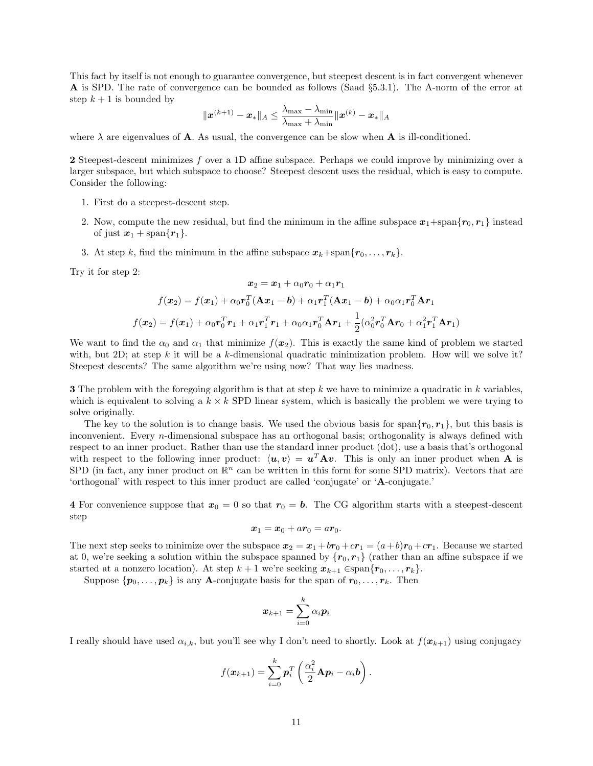This fact by itself is not enough to guarantee convergence, but steepest descent is in fact convergent whenever $\mathbf{A}$ is SPD. The rate of convergence can be bounded as follows (Saad §5.3.1). The A-norm of the error at step $k+1$ is bounded by

$$\|\boldsymbol{x}^{(k+1)} - \boldsymbol{x}_*\|_A \leq \frac{\lambda_{\max} - \lambda_{\min}}{\lambda_{\max} + \lambda_{\min}} \|\boldsymbol{x}^{(k)} - \boldsymbol{x}_*\|_A$$

where $\lambda$ are eigenvalues of $\mathbf{A}$. As usual, the convergence can be slow when $\mathbf{A}$ is ill-conditioned.

**2** Steepest-descent minimizes $f$ over a 1D affine subspace. Perhaps we could improve by minimizing over a larger subspace, but which subspace to choose? Steepest descent uses the residual, which is easy to compute. Consider the following:

1. First do a steepest-descent step.
2. Now, compute the new residual, but find the minimum in the affine subspace $\boldsymbol{x}_1 + \text{span}\{\boldsymbol{r}_0, \boldsymbol{r}_1\}$ instead of just $\boldsymbol{x}_1 + \text{span}\{\boldsymbol{r}_1\}$.
3. At step $k$, find the minimum in the affine subspace $\boldsymbol{x}_k + \text{span}\{\boldsymbol{r}_0, \ldots, \boldsymbol{r}_k\}$.

Try it for step 2:

$$\boldsymbol{x}_2 = \boldsymbol{x}_1 + \alpha_0 \boldsymbol{r}_0 + \alpha_1 \boldsymbol{r}_1$$

$$f(\boldsymbol{x}_2) = f(\boldsymbol{x}_1) + \alpha_0 \boldsymbol{r}_0^T(\mathbf{A}\boldsymbol{x}_1 - \boldsymbol{b}) + \alpha_1 \boldsymbol{r}_1^T(\mathbf{A}\boldsymbol{x}_1 - \boldsymbol{b}) + \alpha_0\alpha_1 \boldsymbol{r}_0^T \mathbf{A}\boldsymbol{r}_1$$

$$f(\boldsymbol{x}_2) = f(\boldsymbol{x}_1) + \alpha_0 \boldsymbol{r}_0^T \boldsymbol{r}_1 + \alpha_1 \boldsymbol{r}_1^T \boldsymbol{r}_1 + \alpha_0\alpha_1 \boldsymbol{r}_0^T \mathbf{A}\boldsymbol{r}_1 + \frac{1}{2}(\alpha_0^2 \boldsymbol{r}_0^T \mathbf{A}\boldsymbol{r}_0 + \alpha_1^2 \boldsymbol{r}_1^T \mathbf{A}\boldsymbol{r}_1)$$

We want to find the $\alpha_0$ and $\alpha_1$ that minimize $f(\boldsymbol{x}_2)$. This is exactly the same kind of problem we started with, but 2D; at step $k$ it will be a $k$-dimensional quadratic minimization problem. How will we solve it? Steepest descents? The same algorithm we're using now? That way lies madness.

**3** The problem with the foregoing algorithm is that at step $k$ we have to minimize a quadratic in $k$ variables, which is equivalent to solving a $k \times k$ SPD linear system, which is basically the problem we were trying to solve originally.

The key to the solution is to change basis. We used the obvious basis for $\text{span}\{\boldsymbol{r}_0, \boldsymbol{r}_1\}$, but this basis is inconvenient. Every $n$-dimensional subspace has an orthogonal basis; orthogonality is always defined with respect to an inner product. Rather than use the standard inner product (dot), use a basis that's orthogonal with respect to the following inner product: $\langle \boldsymbol{u}, \boldsymbol{v} \rangle = \boldsymbol{u}^T \mathbf{A} \boldsymbol{v}$. This is only an inner product when $\mathbf{A}$ is SPD (in fact, any inner product on $\mathbb{R}^n$ can be written in this form for some SPD matrix). Vectors that are 'orthogonal' with respect to this inner product are called 'conjugate' or '$\mathbf{A}$-conjugate.'

**4** For convenience suppose that $\boldsymbol{x}_0 = 0$ so that $\boldsymbol{r}_0 = \boldsymbol{b}$. The CG algorithm starts with a steepest-descent step

$$\boldsymbol{x}_1 = \boldsymbol{x}_0 + a\boldsymbol{r}_0 = a\boldsymbol{r}_0.$$

The next step seeks to minimize over the subspace $\boldsymbol{x}_2 = \boldsymbol{x}_1 + b\boldsymbol{r}_0 + c\boldsymbol{r}_1 = (a+b)\boldsymbol{r}_0 + c\boldsymbol{r}_1$. Because we started at 0, we're seeking a solution within the subspace spanned by $\{\boldsymbol{r}_0, \boldsymbol{r}_1\}$ (rather than an affine subspace if we started at a nonzero location). At step $k+1$ we're seeking $\boldsymbol{x}_{k+1} \in \text{span}\{\boldsymbol{r}_0, \ldots, \boldsymbol{r}_k\}$.

Suppose $\{\boldsymbol{p}_0, \ldots, \boldsymbol{p}_k\}$ is any $\mathbf{A}$-conjugate basis for the span of $\boldsymbol{r}_0, \ldots, \boldsymbol{r}_k$. Then

$$\boldsymbol{x}_{k+1} = \sum_{i=0}^{k} \alpha_i \boldsymbol{p}_i$$

I really should have used $\alpha_{i,k}$, but you'll see why I don't need to shortly. Look at $f(\boldsymbol{x}_{k+1})$ using conjugacy

$$f(\boldsymbol{x}_{k+1}) = \sum_{i=0}^{k} \boldsymbol{p}_i^T \left( \frac{\alpha_i^2}{2} \mathbf{A}\boldsymbol{p}_i - \alpha_i \boldsymbol{b} \right).$$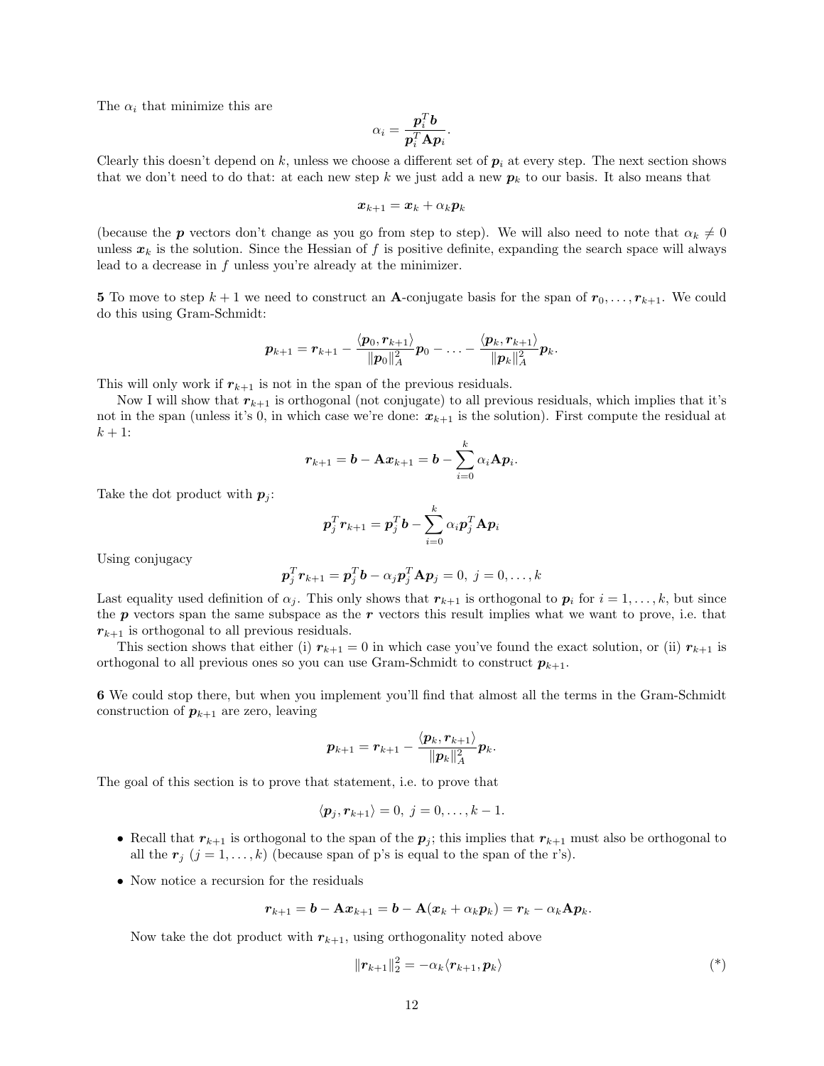The $\alpha_i$ that minimize this are

$$\alpha_i = \frac{\boldsymbol{p}_i^T \boldsymbol{b}}{\boldsymbol{p}_i^T \mathbf{A} \boldsymbol{p}_i}.$$

Clearly this doesn't depend on $k$, unless we choose a different set of $\boldsymbol{p}_i$ at every step. The next section shows that we don't need to do that: at each new step $k$ we just add a new $\boldsymbol{p}_k$ to our basis. It also means that

$$\boldsymbol{x}_{k+1} = \boldsymbol{x}_k + \alpha_k \boldsymbol{p}_k$$

(because the $\boldsymbol{p}$ vectors don't change as you go from step to step). We will also need to note that $\alpha_k \neq 0$ unless $\boldsymbol{x}_k$ is the solution. Since the Hessian of $f$ is positive definite, expanding the search space will always lead to a decrease in $f$ unless you're already at the minimizer.

**5** To move to step $k+1$ we need to construct an $\mathbf{A}$-conjugate basis for the span of $\boldsymbol{r}_0, \ldots, \boldsymbol{r}_{k+1}$. We could do this using Gram-Schmidt:

$$\boldsymbol{p}_{k+1} = \boldsymbol{r}_{k+1} - \frac{\langle \boldsymbol{p}_0, \boldsymbol{r}_{k+1} \rangle}{\|\boldsymbol{p}_0\|_A^2} \boldsymbol{p}_0 - \ldots - \frac{\langle \boldsymbol{p}_k, \boldsymbol{r}_{k+1} \rangle}{\|\boldsymbol{p}_k\|_A^2} \boldsymbol{p}_k.$$

This will only work if $\boldsymbol{r}_{k+1}$ is not in the span of the previous residuals.

Now I will show that $\boldsymbol{r}_{k+1}$ is orthogonal (not conjugate) to all previous residuals, which implies that it's not in the span (unless it's 0, in which case we're done: $\boldsymbol{x}_{k+1}$ is the solution). First compute the residual at $k+1$:

$$\boldsymbol{r}_{k+1} = \boldsymbol{b} - \mathbf{A}\boldsymbol{x}_{k+1} = \boldsymbol{b} - \sum_{i=0}^{k} \alpha_i \mathbf{A} \boldsymbol{p}_i.$$

Take the dot product with $\boldsymbol{p}_j$:

$$\boldsymbol{p}_j^T \boldsymbol{r}_{k+1} = \boldsymbol{p}_j^T \boldsymbol{b} - \sum_{i=0}^{k} \alpha_i \boldsymbol{p}_j^T \mathbf{A} \boldsymbol{p}_i$$

Using conjugacy

$$\boldsymbol{p}_j^T \boldsymbol{r}_{k+1} = \boldsymbol{p}_j^T \boldsymbol{b} - \alpha_j \boldsymbol{p}_j^T \mathbf{A} \boldsymbol{p}_j = 0, \; j = 0, \ldots, k$$

Last equality used definition of $\alpha_j$. This only shows that $\boldsymbol{r}_{k+1}$ is orthogonal to $\boldsymbol{p}_i$ for $i = 1, \ldots, k$, but since the $\boldsymbol{p}$ vectors span the same subspace as the $\boldsymbol{r}$ vectors this result implies what we want to prove, i.e. that $\boldsymbol{r}_{k+1}$ is orthogonal to all previous residuals.

This section shows that either (i) $\boldsymbol{r}_{k+1} = 0$ in which case you've found the exact solution, or (ii) $\boldsymbol{r}_{k+1}$ is orthogonal to all previous ones so you can use Gram-Schmidt to construct $\boldsymbol{p}_{k+1}$.

**6** We could stop there, but when you implement you'll find that almost all the terms in the Gram-Schmidt construction of $\boldsymbol{p}_{k+1}$ are zero, leaving

$$\boldsymbol{p}_{k+1} = \boldsymbol{r}_{k+1} - \frac{\langle \boldsymbol{p}_k, \boldsymbol{r}_{k+1} \rangle}{\|\boldsymbol{p}_k\|_A^2} \boldsymbol{p}_k.$$

The goal of this section is to prove that statement, i.e. to prove that

$$\langle \boldsymbol{p}_j, \boldsymbol{r}_{k+1} \rangle = 0, \; j = 0, \ldots, k-1.$$

- Recall that $\boldsymbol{r}_{k+1}$ is orthogonal to the span of the $\boldsymbol{p}_j$; this implies that $\boldsymbol{r}_{k+1}$ must also be orthogonal to all the $\boldsymbol{r}_j$ ($j = 1, \ldots, k$) (because span of p's is equal to the span of the r's).
- Now notice a recursion for the residuals

$$\boldsymbol{r}_{k+1} = \boldsymbol{b} - \mathbf{A}\boldsymbol{x}_{k+1} = \boldsymbol{b} - \mathbf{A}(\boldsymbol{x}_k + \alpha_k \boldsymbol{p}_k) = \boldsymbol{r}_k - \alpha_k \mathbf{A} \boldsymbol{p}_k.$$

  Now take the dot product with $\boldsymbol{r}_{k+1}$, using orthogonality noted above

$$\|\boldsymbol{r}_{k+1}\|_2^2 = -\alpha_k \langle \boldsymbol{r}_{k+1}, \boldsymbol{p}_k \rangle \qquad (*)$$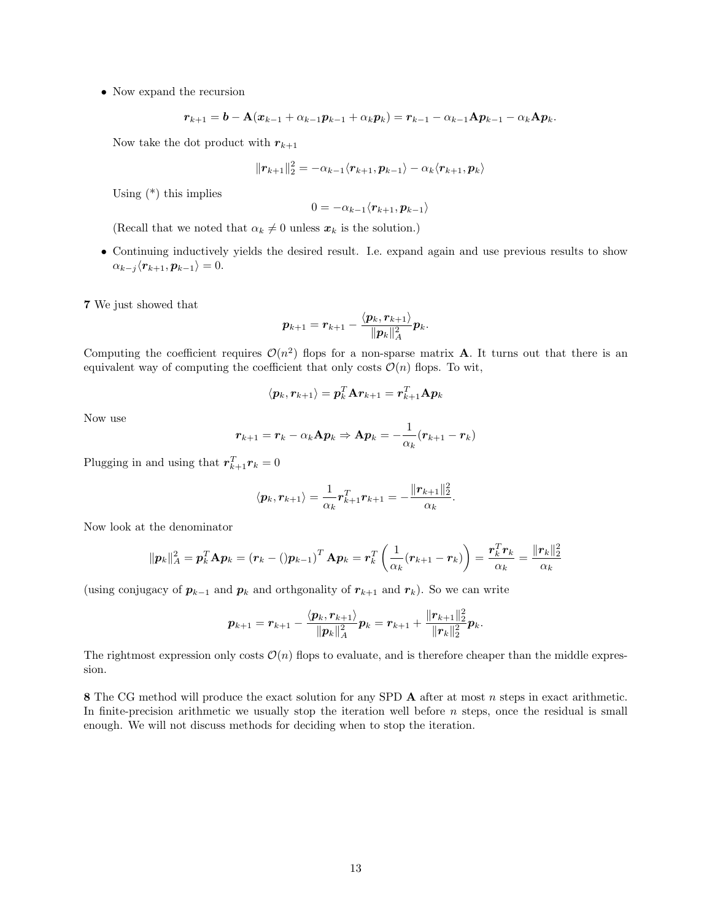- Now expand the recursion

$$\boldsymbol{r}_{k+1} = \boldsymbol{b} - \mathbf{A}(\boldsymbol{x}_{k-1} + \alpha_{k-1}\boldsymbol{p}_{k-1} + \alpha_k \boldsymbol{p}_k) = \boldsymbol{r}_{k-1} - \alpha_{k-1}\mathbf{A}\boldsymbol{p}_{k-1} - \alpha_k \mathbf{A}\boldsymbol{p}_k.$$

Now take the dot product with $\boldsymbol{r}_{k+1}$

$$\|\boldsymbol{r}_{k+1}\|_2^2 = -\alpha_{k-1}\langle \boldsymbol{r}_{k+1}, \boldsymbol{p}_{k-1}\rangle - \alpha_k \langle \boldsymbol{r}_{k+1}, \boldsymbol{p}_k\rangle$$

Using (*) this implies

$$0 = -\alpha_{k-1}\langle \boldsymbol{r}_{k+1}, \boldsymbol{p}_{k-1}\rangle$$

(Recall that we noted that $\alpha_k \neq 0$ unless $\boldsymbol{x}_k$ is the solution.)

- Continuing inductively yields the desired result. I.e. expand again and use previous results to show $\alpha_{k-j}\langle \boldsymbol{r}_{k+1}, \boldsymbol{p}_{k-1}\rangle = 0$.

**7** We just showed that

$$\boldsymbol{p}_{k+1} = \boldsymbol{r}_{k+1} - \frac{\langle \boldsymbol{p}_k, \boldsymbol{r}_{k+1}\rangle}{\|\boldsymbol{p}_k\|_A^2}\boldsymbol{p}_k.$$

Computing the coefficient requires $\mathcal{O}(n^2)$ flops for a non-sparse matrix $\mathbf{A}$. It turns out that there is an equivalent way of computing the coefficient that only costs $\mathcal{O}(n)$ flops. To wit,

$$\langle \boldsymbol{p}_k, \boldsymbol{r}_{k+1}\rangle = \boldsymbol{p}_k^T \mathbf{A}\boldsymbol{r}_{k+1} = \boldsymbol{r}_{k+1}^T \mathbf{A}\boldsymbol{p}_k$$

Now use

$$\boldsymbol{r}_{k+1} = \boldsymbol{r}_k - \alpha_k \mathbf{A}\boldsymbol{p}_k \Rightarrow \mathbf{A}\boldsymbol{p}_k = -\frac{1}{\alpha_k}(\boldsymbol{r}_{k+1} - \boldsymbol{r}_k)$$

Plugging in and using that $\boldsymbol{r}_{k+1}^T \boldsymbol{r}_k = 0$

$$\langle \boldsymbol{p}_k, \boldsymbol{r}_{k+1}\rangle = \frac{1}{\alpha_k}\boldsymbol{r}_{k+1}^T \boldsymbol{r}_{k+1} = -\frac{\|\boldsymbol{r}_{k+1}\|_2^2}{\alpha_k}.$$

Now look at the denominator

$$\|\boldsymbol{p}_k\|_A^2 = \boldsymbol{p}_k^T \mathbf{A}\boldsymbol{p}_k = (\boldsymbol{r}_k - ()\boldsymbol{p}_{k-1})^T \mathbf{A}\boldsymbol{p}_k = \boldsymbol{r}_k^T \left(\frac{1}{\alpha_k}(\boldsymbol{r}_{k+1} - \boldsymbol{r}_k)\right) = \frac{\boldsymbol{r}_k^T \boldsymbol{r}_k}{\alpha_k} = \frac{\|\boldsymbol{r}_k\|_2^2}{\alpha_k}$$

(using conjugacy of $\boldsymbol{p}_{k-1}$ and $\boldsymbol{p}_k$ and orthgonality of $\boldsymbol{r}_{k+1}$ and $\boldsymbol{r}_k$). So we can write

$$\boldsymbol{p}_{k+1} = \boldsymbol{r}_{k+1} - \frac{\langle \boldsymbol{p}_k, \boldsymbol{r}_{k+1}\rangle}{\|\boldsymbol{p}_k\|_A^2}\boldsymbol{p}_k = \boldsymbol{r}_{k+1} + \frac{\|\boldsymbol{r}_{k+1}\|_2^2}{\|\boldsymbol{r}_k\|_2^2}\boldsymbol{p}_k.$$

The rightmost expression only costs $\mathcal{O}(n)$ flops to evaluate, and is therefore cheaper than the middle expression.

**8** The CG method will produce the exact solution for any SPD $\mathbf{A}$ after at most $n$ steps in exact arithmetic. In finite-precision arithmetic we usually stop the iteration well before $n$ steps, once the residual is small enough. We will not discuss methods for deciding when to stop the iteration.